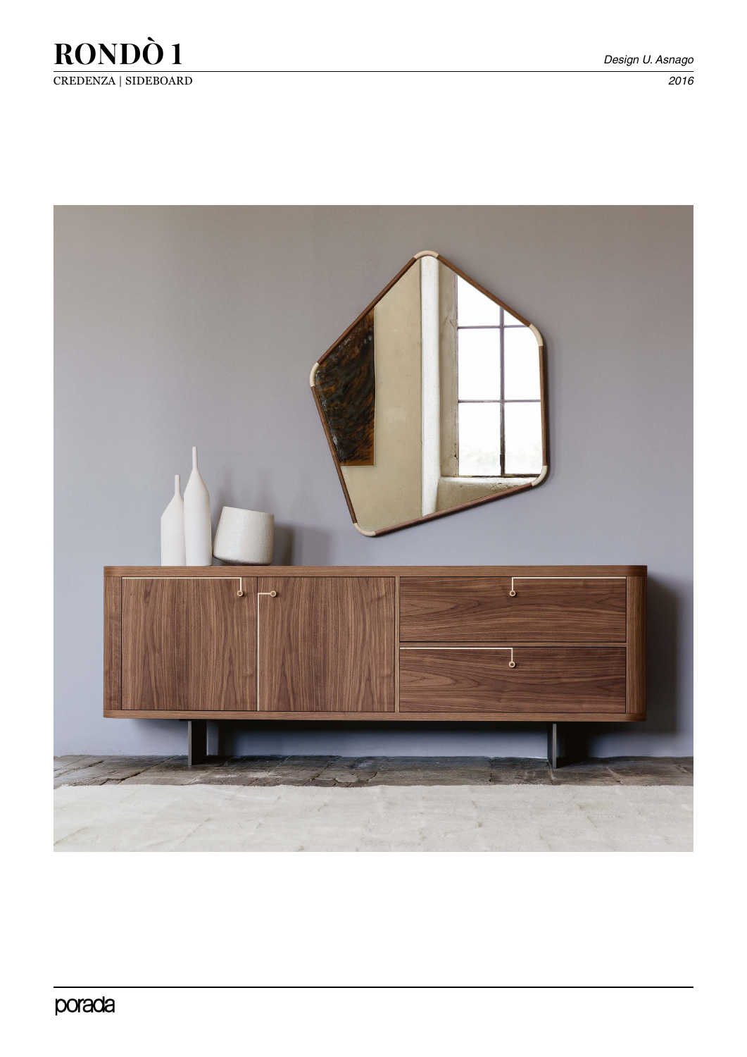# RONDÒ 1

CREDENZA | SIDEBOARD

*Design U. Asnago*

*2016*

porada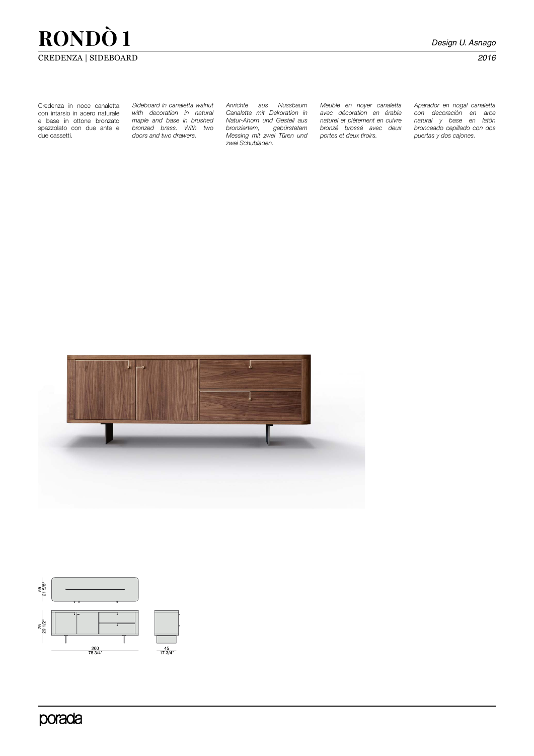# RONDÒ 1

CREDENZA | SIDEBOARD

Design U. Asnago

2016

Credenza in noce canaletta con intarsio in acero naturale e base in ottone bronzato spazzolato con due ante e due cassetti.

*Sideboard in canaletta walnut with decoration in natural maple and base in brushed bronzed brass. With two doors and two drawers.*

*Anrichte aus Nussbaum Canaletta mit Dekoration in Natur-Ahorn und Gestell aus bronziertem, gebürstetem Messing mit zwei Türen und zwei Schubladen.*

*Meuble en noyer canaletta avec décoration en érable naturel et piètement en cuivre bronzé brossé avec deux portes et deux tiroirs.*

*Aparador en nogal canaletta con decoración en arce natural y base en latón bronceado cepillado con dos puertas y dos cajones.*

55
21 5/8"

75
29 1/2"

200
78 3/4"

45
17 3/4"

porada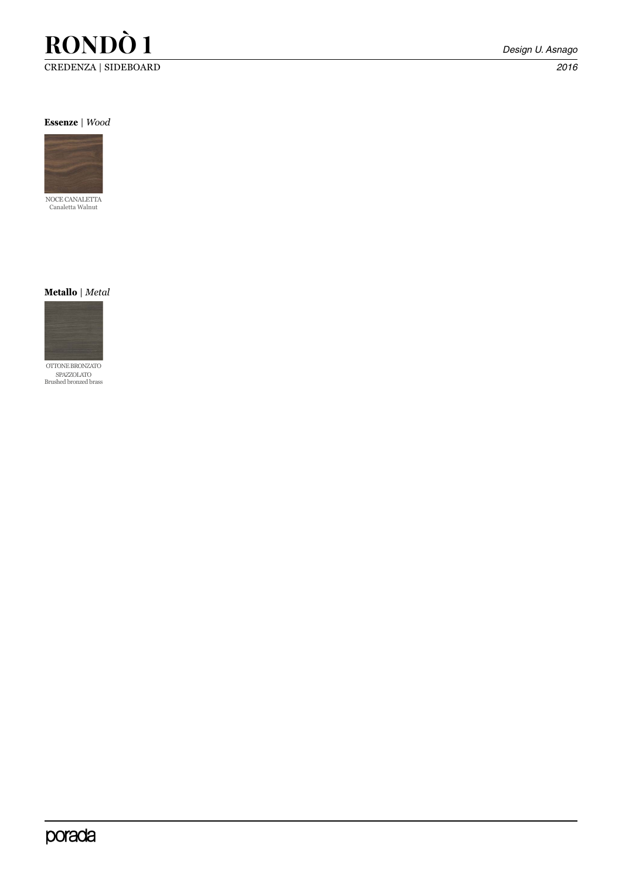# RONDÒ 1

Design U. Asnago

CREDENZA | SIDEBOARD

2016

**Essenze** | *Wood*

NOCE CANALETTA
Canaletta Walnut

**Metallo** | *Metal*

OTTONE BRONZATO SPAZZOLATO
Brushed bronzed brass

porada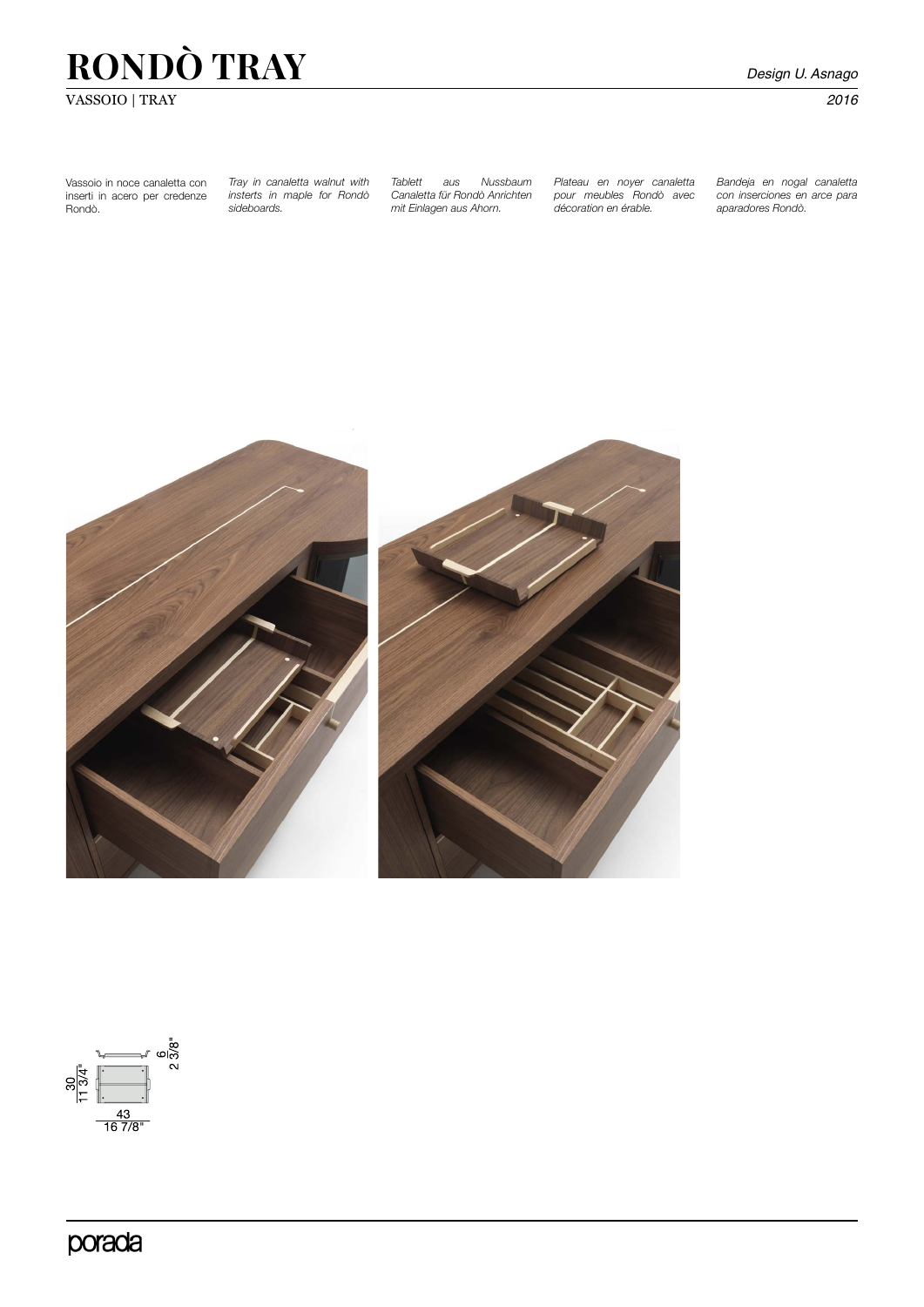# RONDÒ TRAY

VASSOIO | TRAY

*Design U. Asnago*

*2016*

Vassoio in noce canaletta con inserti in acero per credenze Rondò.

*Tray in canaletta walnut with insterts in maple for Rondò sideboards.*

*Tablett aus Nussbaum Canaletta für Rondò Anrichten mit Einlagen aus Ahorn.*

*Plateau en noyer canaletta pour meubles Rondò avec décoration en érable.*

*Bandeja en nogal canaletta con inserciones en arce para aparadores Rondò.*

30 / 11 3/4"

43 / 16 7/8"

6 / 2 3/8"

porada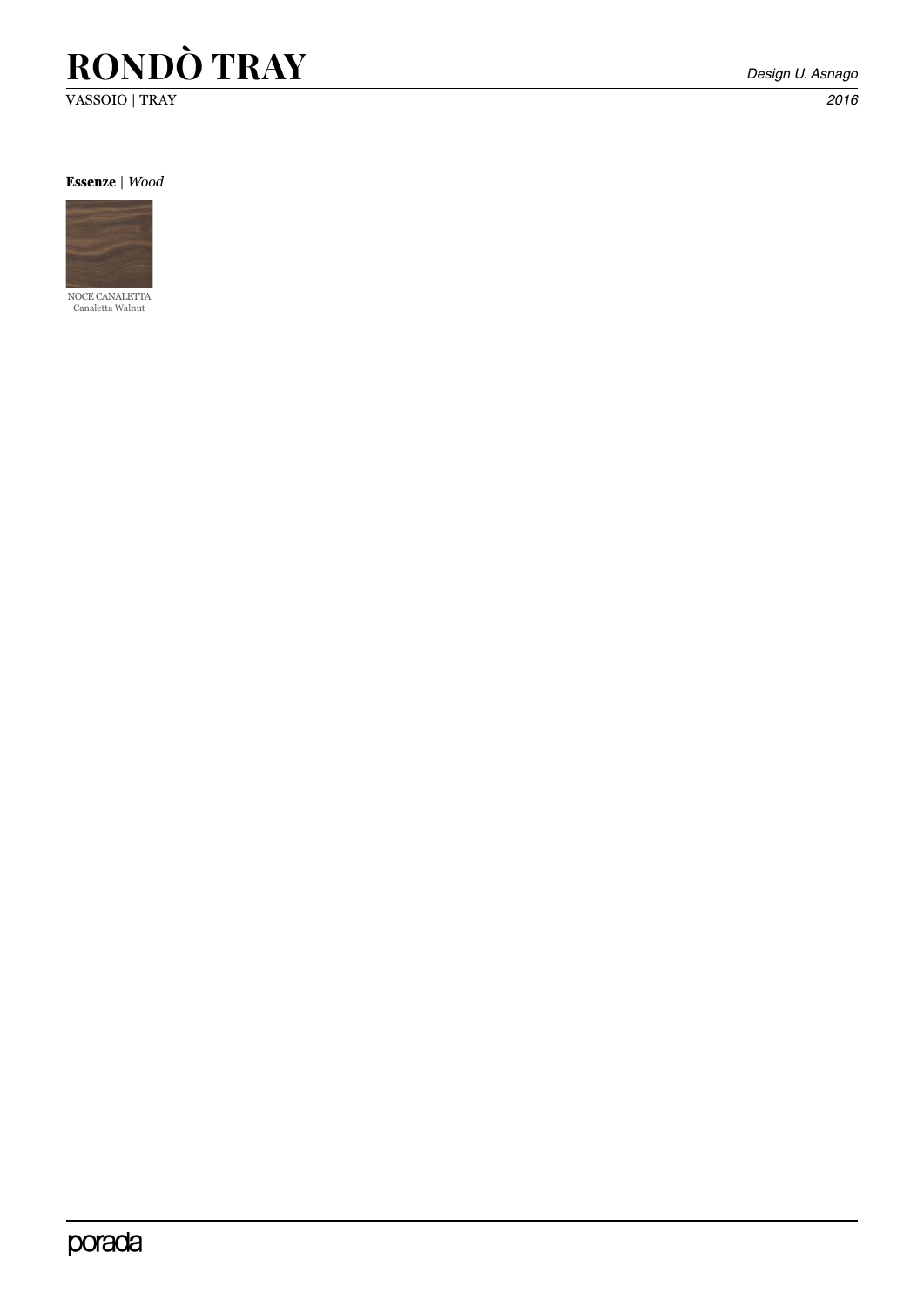# RONDÒ TRAY

VASSOIO | TRAY

*Design U. Asnago*

*2016*

**Essenze** | *Wood*

NOCE CANALETTA
Canaletta Walnut

porada